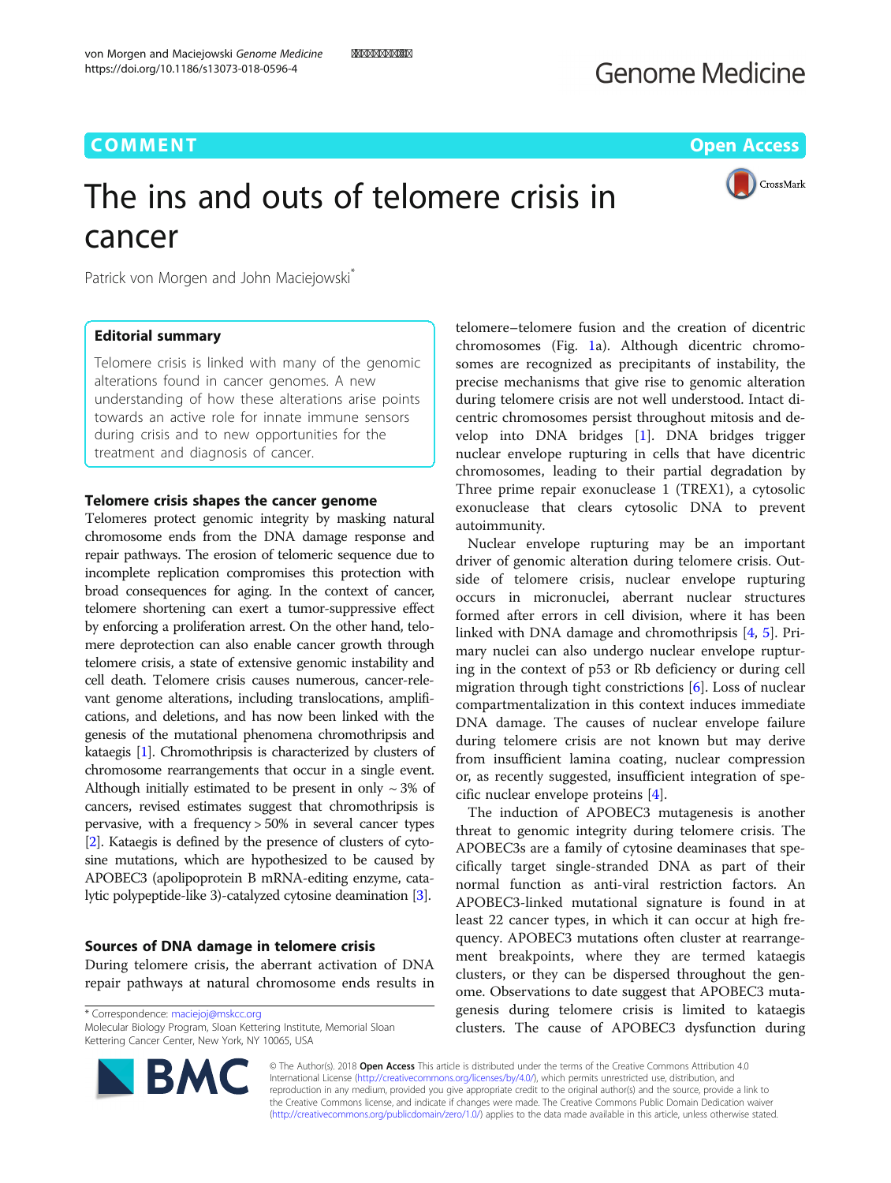COMMENT

Open Access

# The ins and outs of telomere crisis in cancer

Patrick von Morgen and John Maciejowski*

## Editorial summary

Telomere crisis is linked with many of the genomic alterations found in cancer genomes. A new understanding of how these alterations arise points towards an active role for innate immune sensors during crisis and to new opportunities for the treatment and diagnosis of cancer.

## Telomere crisis shapes the cancer genome

Telomeres protect genomic integrity by masking natural chromosome ends from the DNA damage response and repair pathways. The erosion of telomeric sequence due to incomplete replication compromises this protection with broad consequences for aging. In the context of cancer, telomere shortening can exert a tumor-suppressive effect by enforcing a proliferation arrest. On the other hand, telomere deprotection can also enable cancer growth through telomere crisis, a state of extensive genomic instability and cell death. Telomere crisis causes numerous, cancer-relevant genome alterations, including translocations, amplifications, and deletions, and has now been linked with the genesis of the mutational phenomena chromothripsis and kataegis [1]. Chromothripsis is characterized by clusters of chromosome rearrangements that occur in a single event. Although initially estimated to be present in only ~ 3% of cancers, revised estimates suggest that chromothripsis is pervasive, with a frequency > 50% in several cancer types [2]. Kataegis is defined by the presence of clusters of cytosine mutations, which are hypothesized to be caused by APOBEC3 (apolipoprotein B mRNA-editing enzyme, catalytic polypeptide-like 3)-catalyzed cytosine deamination [3].

## Sources of DNA damage in telomere crisis

During telomere crisis, the aberrant activation of DNA repair pathways at natural chromosome ends results in telomere–telomere fusion and the creation of dicentric chromosomes (Fig. 1a). Although dicentric chromosomes are recognized as precipitants of instability, the precise mechanisms that give rise to genomic alteration during telomere crisis are not well understood. Intact dicentric chromosomes persist throughout mitosis and develop into DNA bridges [1]. DNA bridges trigger nuclear envelope rupturing in cells that have dicentric chromosomes, leading to their partial degradation by Three prime repair exonuclease 1 (TREX1), a cytosolic exonuclease that clears cytosolic DNA to prevent autoimmunity.

Nuclear envelope rupturing may be an important driver of genomic alteration during telomere crisis. Outside of telomere crisis, nuclear envelope rupturing occurs in micronuclei, aberrant nuclear structures formed after errors in cell division, where it has been linked with DNA damage and chromothripsis [4, 5]. Primary nuclei can also undergo nuclear envelope rupturing in the context of p53 or Rb deficiency or during cell migration through tight constrictions [6]. Loss of nuclear compartmentalization in this context induces immediate DNA damage. The causes of nuclear envelope failure during telomere crisis are not known but may derive from insufficient lamina coating, nuclear compression or, as recently suggested, insufficient integration of specific nuclear envelope proteins [4].

The induction of APOBEC3 mutagenesis is another threat to genomic integrity during telomere crisis. The APOBEC3s are a family of cytosine deaminases that specifically target single-stranded DNA as part of their normal function as anti-viral restriction factors. An APOBEC3-linked mutational signature is found in at least 22 cancer types, in which it can occur at high frequency. APOBEC3 mutations often cluster at rearrangement breakpoints, where they are termed kataegis clusters, or they can be dispersed throughout the genome. Observations to date suggest that APOBEC3 mutagenesis during telomere crisis is limited to kataegis clusters. The cause of APOBEC3 dysfunction during

* Correspondence: maciejoj@mskcc.org
Molecular Biology Program, Sloan Kettering Institute, Memorial Sloan Kettering Cancer Center, New York, NY 10065, USA

© The Author(s). 2018 **Open Access** This article is distributed under the terms of the Creative Commons Attribution 4.0 International License (http://creativecommons.org/licenses/by/4.0/), which permits unrestricted use, distribution, and reproduction in any medium, provided you give appropriate credit to the original author(s) and the source, provide a link to the Creative Commons license, and indicate if changes were made. The Creative Commons Public Domain Dedication waiver (http://creativecommons.org/publicdomain/zero/1.0/) applies to the data made available in this article, unless otherwise stated.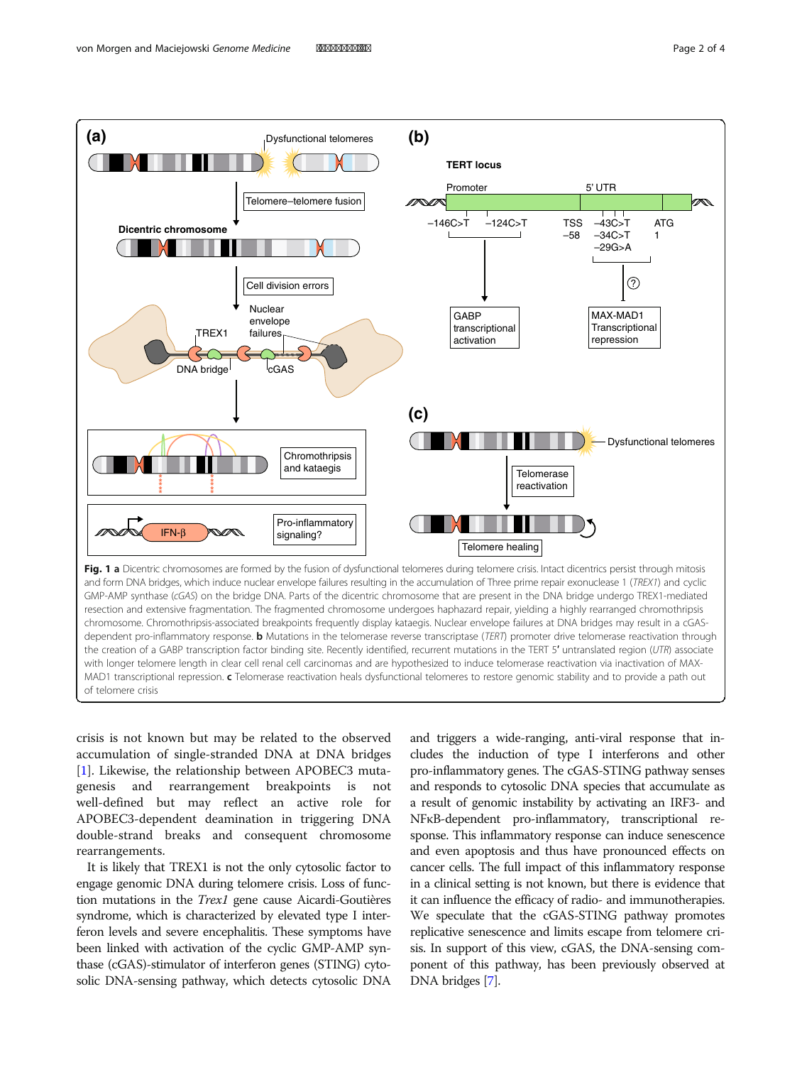**Fig. 1** **a** Dicentric chromosomes are formed by the fusion of dysfunctional telomeres during telomere crisis. Intact dicentrics persist through mitosis and form DNA bridges, which induce nuclear envelope failures resulting in the accumulation of Three prime repair exonuclease 1 (*TREX1*) and cyclic GMP-AMP synthase (*cGAS*) on the bridge DNA. Parts of the dicentric chromosome that are present in the DNA bridge undergo TREX1-mediated resection and extensive fragmentation. The fragmented chromosome undergoes haphazard repair, yielding a highly rearranged chromothripsis chromosome. Chromothripsis-associated breakpoints frequently display kataegis. Nuclear envelope failures at DNA bridges may result in a cGAS-dependent pro-inflammatory response. **b** Mutations in the telomerase reverse transcriptase (*TERT*) promoter drive telomerase reactivation through the creation of a GABP transcription factor binding site. Recently identified, recurrent mutations in the TERT 5′ untranslated region (*UTR*) associate with longer telomere length in clear cell renal cell carcinomas and are hypothesized to induce telomerase reactivation via inactivation of MAX-MAD1 transcriptional repression. **c** Telomerase reactivation heals dysfunctional telomeres to restore genomic stability and to provide a path out of telomere crisis

crisis is not known but may be related to the observed accumulation of single-stranded DNA at DNA bridges [1]. Likewise, the relationship between APOBEC3 mutagenesis and rearrangement breakpoints is not well-defined but may reflect an active role for APOBEC3-dependent deamination in triggering DNA double-strand breaks and consequent chromosome rearrangements.

It is likely that TREX1 is not the only cytosolic factor to engage genomic DNA during telomere crisis. Loss of function mutations in the *Trex1* gene cause Aicardi-Goutières syndrome, which is characterized by elevated type I interferon levels and severe encephalitis. These symptoms have been linked with activation of the cyclic GMP-AMP synthase (cGAS)-stimulator of interferon genes (STING) cytosolic DNA-sensing pathway, which detects cytosolic DNA and triggers a wide-ranging, anti-viral response that includes the induction of type I interferons and other pro-inflammatory genes. The cGAS-STING pathway senses and responds to cytosolic DNA species that accumulate as a result of genomic instability by activating an IRF3- and NFκB-dependent pro-inflammatory, transcriptional response. This inflammatory response can induce senescence and even apoptosis and thus have pronounced effects on cancer cells. The full impact of this inflammatory response in a clinical setting is not known, but there is evidence that it can influence the efficacy of radio- and immunotherapies. We speculate that the cGAS-STING pathway promotes replicative senescence and limits escape from telomere crisis. In support of this view, cGAS, the DNA-sensing component of this pathway, has been previously observed at DNA bridges [7].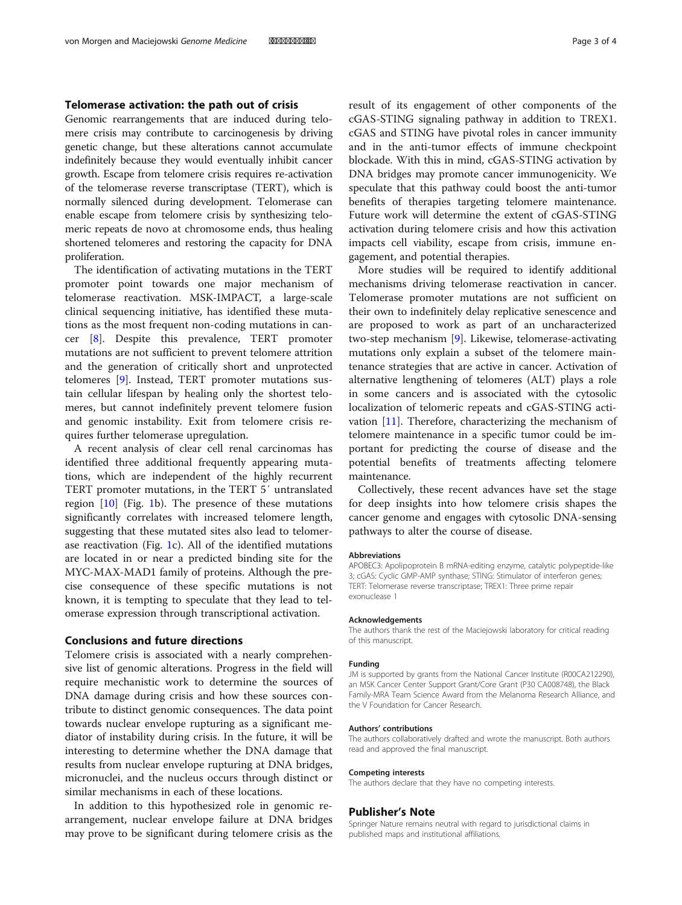## Telomerase activation: the path out of crisis

Genomic rearrangements that are induced during telomere crisis may contribute to carcinogenesis by driving genetic change, but these alterations cannot accumulate indefinitely because they would eventually inhibit cancer growth. Escape from telomere crisis requires re-activation of the telomerase reverse transcriptase (TERT), which is normally silenced during development. Telomerase can enable escape from telomere crisis by synthesizing telomeric repeats de novo at chromosome ends, thus healing shortened telomeres and restoring the capacity for DNA proliferation.

The identification of activating mutations in the TERT promoter point towards one major mechanism of telomerase reactivation. MSK-IMPACT, a large-scale clinical sequencing initiative, has identified these mutations as the most frequent non-coding mutations in cancer [8]. Despite this prevalence, TERT promoter mutations are not sufficient to prevent telomere attrition and the generation of critically short and unprotected telomeres [9]. Instead, TERT promoter mutations sustain cellular lifespan by healing only the shortest telomeres, but cannot indefinitely prevent telomere fusion and genomic instability. Exit from telomere crisis requires further telomerase upregulation.

A recent analysis of clear cell renal carcinomas has identified three additional frequently appearing mutations, which are independent of the highly recurrent TERT promoter mutations, in the TERT 5′ untranslated region [10] (Fig. 1b). The presence of these mutations significantly correlates with increased telomere length, suggesting that these mutated sites also lead to telomerase reactivation (Fig. 1c). All of the identified mutations are located in or near a predicted binding site for the MYC-MAX-MAD1 family of proteins. Although the precise consequence of these specific mutations is not known, it is tempting to speculate that they lead to telomerase expression through transcriptional activation.

## Conclusions and future directions

Telomere crisis is associated with a nearly comprehensive list of genomic alterations. Progress in the field will require mechanistic work to determine the sources of DNA damage during crisis and how these sources contribute to distinct genomic consequences. The data point towards nuclear envelope rupturing as a significant mediator of instability during crisis. In the future, it will be interesting to determine whether the DNA damage that results from nuclear envelope rupturing at DNA bridges, micronuclei, and the nucleus occurs through distinct or similar mechanisms in each of these locations.

In addition to this hypothesized role in genomic rearrangement, nuclear envelope failure at DNA bridges may prove to be significant during telomere crisis as the result of its engagement of other components of the cGAS-STING signaling pathway in addition to TREX1. cGAS and STING have pivotal roles in cancer immunity and in the anti-tumor effects of immune checkpoint blockade. With this in mind, cGAS-STING activation by DNA bridges may promote cancer immunogenicity. We speculate that this pathway could boost the anti-tumor benefits of therapies targeting telomere maintenance. Future work will determine the extent of cGAS-STING activation during telomere crisis and how this activation impacts cell viability, escape from crisis, immune engagement, and potential therapies.

More studies will be required to identify additional mechanisms driving telomerase reactivation in cancer. Telomerase promoter mutations are not sufficient on their own to indefinitely delay replicative senescence and are proposed to work as part of an uncharacterized two-step mechanism [9]. Likewise, telomerase-activating mutations only explain a subset of the telomere maintenance strategies that are active in cancer. Activation of alternative lengthening of telomeres (ALT) plays a role in some cancers and is associated with the cytosolic localization of telomeric repeats and cGAS-STING activation [11]. Therefore, characterizing the mechanism of telomere maintenance in a specific tumor could be important for predicting the course of disease and the potential benefits of treatments affecting telomere maintenance.

Collectively, these recent advances have set the stage for deep insights into how telomere crisis shapes the cancer genome and engages with cytosolic DNA-sensing pathways to alter the course of disease.

#### Abbreviations

APOBEC3: Apolipoprotein B mRNA-editing enzyme, catalytic polypeptide-like 3; cGAS: Cyclic GMP-AMP synthase; STING: Stimulator of interferon genes; TERT: Telomerase reverse transcriptase; TREX1: Three prime repair exonuclease 1

#### Acknowledgements

The authors thank the rest of the Maciejowski laboratory for critical reading of this manuscript.

#### Funding

JM is supported by grants from the National Cancer Institute (R00CA212290), an MSK Cancer Center Support Grant/Core Grant (P30 CA008748), the Black Family-MRA Team Science Award from the Melanoma Research Alliance, and the V Foundation for Cancer Research.

#### Authors' contributions

The authors collaboratively drafted and wrote the manuscript. Both authors read and approved the final manuscript.

#### Competing interests

The authors declare that they have no competing interests.

## Publisher's Note

Springer Nature remains neutral with regard to jurisdictional claims in published maps and institutional affiliations.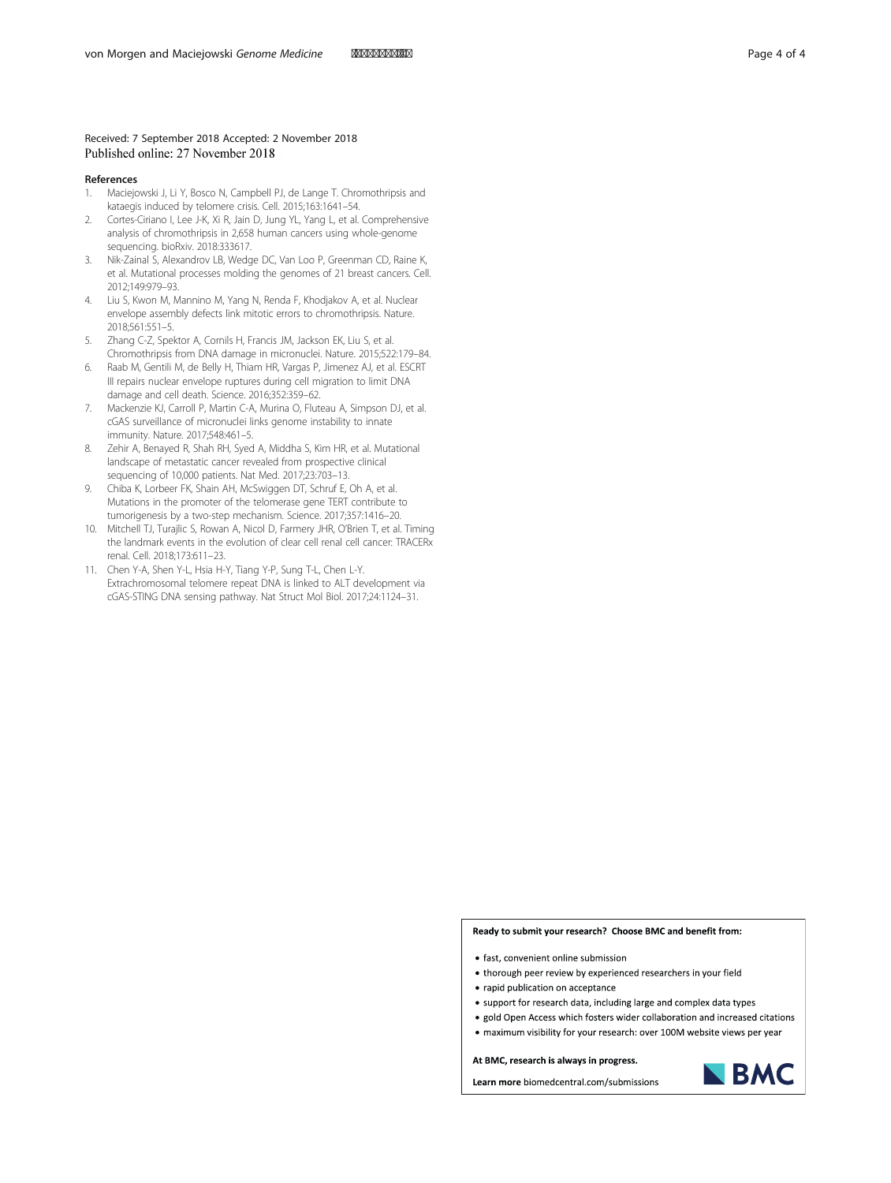Received: 7 September 2018 Accepted: 2 November 2018
Published online: 27 November 2018

### References

1. Maciejowski J, Li Y, Bosco N, Campbell PJ, de Lange T. Chromothripsis and kataegis induced by telomere crisis. Cell. 2015;163:1641–54.
2. Cortes-Ciriano I, Lee J-K, Xi R, Jain D, Jung YL, Yang L, et al. Comprehensive analysis of chromothripsis in 2,658 human cancers using whole-genome sequencing. bioRxiv. 2018:333617.
3. Nik-Zainal S, Alexandrov LB, Wedge DC, Van Loo P, Greenman CD, Raine K, et al. Mutational processes molding the genomes of 21 breast cancers. Cell. 2012;149:979–93.
4. Liu S, Kwon M, Mannino M, Yang N, Renda F, Khodjakov A, et al. Nuclear envelope assembly defects link mitotic errors to chromothripsis. Nature. 2018;561:551–5.
5. Zhang C-Z, Spektor A, Cornils H, Francis JM, Jackson EK, Liu S, et al. Chromothripsis from DNA damage in micronuclei. Nature. 2015;522:179–84.
6. Raab M, Gentili M, de Belly H, Thiam HR, Vargas P, Jimenez AJ, et al. ESCRT III repairs nuclear envelope ruptures during cell migration to limit DNA damage and cell death. Science. 2016;352:359–62.
7. Mackenzie KJ, Carroll P, Martin C-A, Murina O, Fluteau A, Simpson DJ, et al. cGAS surveillance of micronuclei links genome instability to innate immunity. Nature. 2017;548:461–5.
8. Zehir A, Benayed R, Shah RH, Syed A, Middha S, Kim HR, et al. Mutational landscape of metastatic cancer revealed from prospective clinical sequencing of 10,000 patients. Nat Med. 2017;23:703–13.
9. Chiba K, Lorbeer FK, Shain AH, McSwiggen DT, Schruf E, Oh A, et al. Mutations in the promoter of the telomerase gene TERT contribute to tumorigenesis by a two-step mechanism. Science. 2017;357:1416–20.
10. Mitchell TJ, Turajlic S, Rowan A, Nicol D, Farmery JHR, O'Brien T, et al. Timing the landmark events in the evolution of clear cell renal cell cancer: TRACERx renal. Cell. 2018;173:611–23.
11. Chen Y-A, Shen Y-L, Hsia H-Y, Tiang Y-P, Sung T-L, Chen L-Y. Extrachromosomal telomere repeat DNA is linked to ALT development via cGAS-STING DNA sensing pathway. Nat Struct Mol Biol. 2017;24:1124–31.

**Ready to submit your research? Choose BMC and benefit from:**

- fast, convenient online submission
- thorough peer review by experienced researchers in your field
- rapid publication on acceptance
- support for research data, including large and complex data types
- gold Open Access which fosters wider collaboration and increased citations
- maximum visibility for your research: over 100M website views per year

**At BMC, research is always in progress.**

**Learn more** biomedcentral.com/submissions

BMC